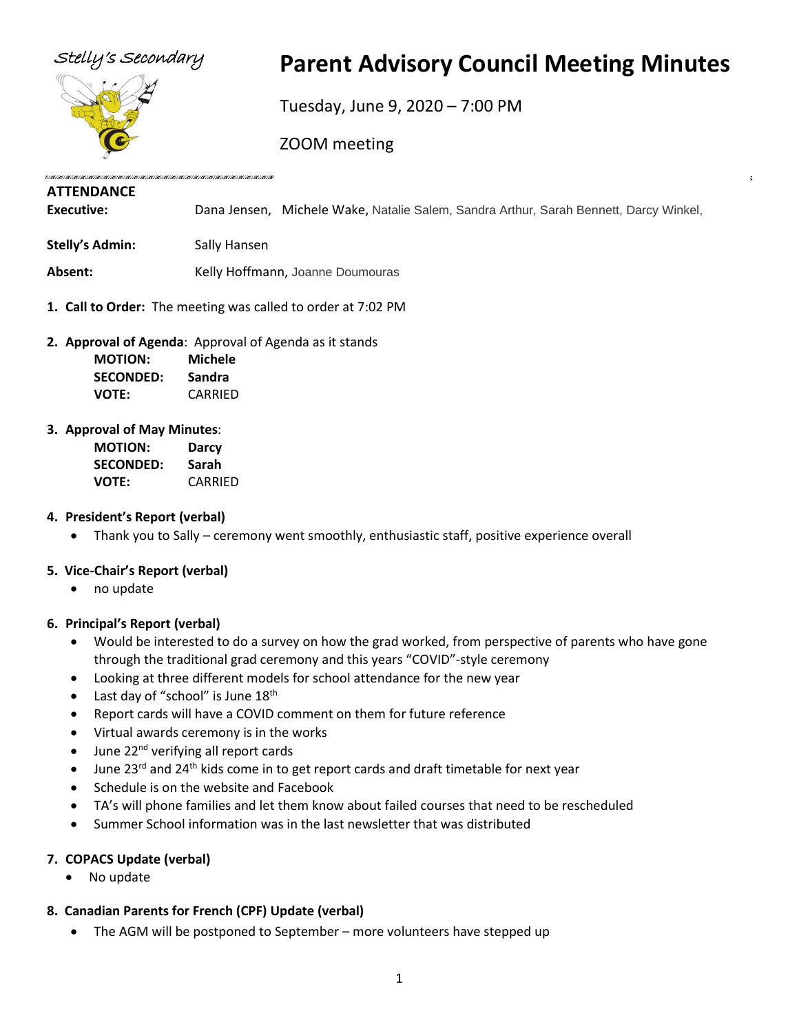Stelly's Secondary

# Parent Advisory Council Meeting Minutes

Tuesday, June 9, 2020 – 7:00 PM

ZOOM meeting

**ATTENDANCE**

**Executive:** Dana Jensen, Michele Wake, Natalie Salem, Sandra Arthur, Sarah Bennett, Darcy Winkel,

**Stelly's Admin:** Sally Hansen

**Absent:** Kelly Hoffmann, Joanne Doumouras

1. **Call to Order:** The meeting was called to order at 7:02 PM

2. **Approval of Agenda**: Approval of Agenda as it stands

   **MOTION:** **Michele**
   **SECONDED:** **Sandra**
   **VOTE:** CARRIED

3. **Approval of May Minutes**:

   **MOTION:** **Darcy**
   **SECONDED:** **Sarah**
   **VOTE:** CARRIED

4. **President's Report (verbal)**
   - Thank you to Sally – ceremony went smoothly, enthusiastic staff, positive experience overall

5. **Vice-Chair's Report (verbal)**
   - no update

6. **Principal's Report (verbal)**
   - Would be interested to do a survey on how the grad worked, from perspective of parents who have gone through the traditional grad ceremony and this years "COVID"-style ceremony
   - Looking at three different models for school attendance for the new year
   - Last day of "school" is June 18th
   - Report cards will have a COVID comment on them for future reference
   - Virtual awards ceremony is in the works
   - June 22nd verifying all report cards
   - June 23rd and 24th kids come in to get report cards and draft timetable for next year
   - Schedule is on the website and Facebook
   - TA's will phone families and let them know about failed courses that need to be rescheduled
   - Summer School information was in the last newsletter that was distributed

7. **COPACS Update (verbal)**
   - No update

8. **Canadian Parents for French (CPF) Update (verbal)**
   - The AGM will be postponed to September – more volunteers have stepped up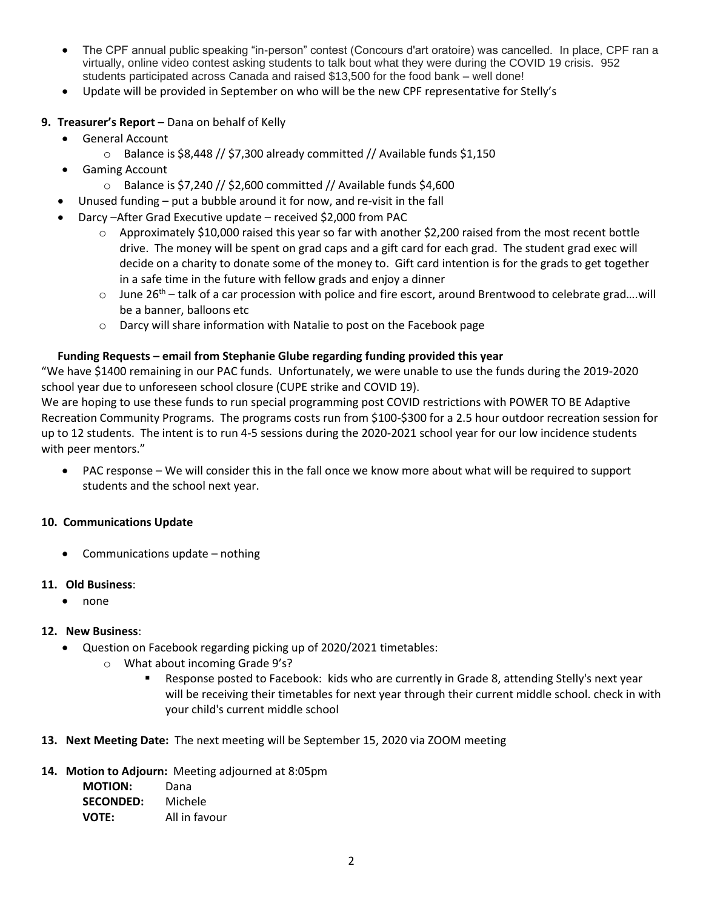- The CPF annual public speaking "in-person" contest (Concours d'art oratoire) was cancelled. In place, CPF ran a virtually, online video contest asking students to talk bout what they were during the COVID 19 crisis. 952 students participated across Canada and raised $13,500 for the food bank – well done!
- Update will be provided in September on who will be the new CPF representative for Stelly's

**9. Treasurer's Report –** Dana on behalf of Kelly

- General Account
  - Balance is $8,448 // $7,300 already committed // Available funds $1,150
- Gaming Account
  - Balance is $7,240 // $2,600 committed // Available funds $4,600
- Unused funding – put a bubble around it for now, and re-visit in the fall
- Darcy –After Grad Executive update – received $2,000 from PAC
  - Approximately $10,000 raised this year so far with another $2,200 raised from the most recent bottle drive. The money will be spent on grad caps and a gift card for each grad. The student grad exec will decide on a charity to donate some of the money to. Gift card intention is for the grads to get together in a safe time in the future with fellow grads and enjoy a dinner
  - June 26th – talk of a car procession with police and fire escort, around Brentwood to celebrate grad….will be a banner, balloons etc
  - Darcy will share information with Natalie to post on the Facebook page

**Funding Requests – email from Stephanie Glube regarding funding provided this year**

"We have $1400 remaining in our PAC funds. Unfortunately, we were unable to use the funds during the 2019-2020 school year due to unforeseen school closure (CUPE strike and COVID 19).
We are hoping to use these funds to run special programming post COVID restrictions with POWER TO BE Adaptive Recreation Community Programs. The programs costs run from $100-$300 for a 2.5 hour outdoor recreation session for up to 12 students. The intent is to run 4-5 sessions during the 2020-2021 school year for our low incidence students with peer mentors."

- PAC response – We will consider this in the fall once we know more about what will be required to support students and the school next year.

**10. Communications Update**

- Communications update – nothing

**11. Old Business**:

- none

**12. New Business**:

- Question on Facebook regarding picking up of 2020/2021 timetables:
  - What about incoming Grade 9's?
    - Response posted to Facebook: kids who are currently in Grade 8, attending Stelly's next year will be receiving their timetables for next year through their current middle school. check in with your child's current middle school

**13. Next Meeting Date:** The next meeting will be September 15, 2020 via ZOOM meeting

**14. Motion to Adjourn:** Meeting adjourned at 8:05pm

**MOTION:** Dana
**SECONDED:** Michele
**VOTE:** All in favour